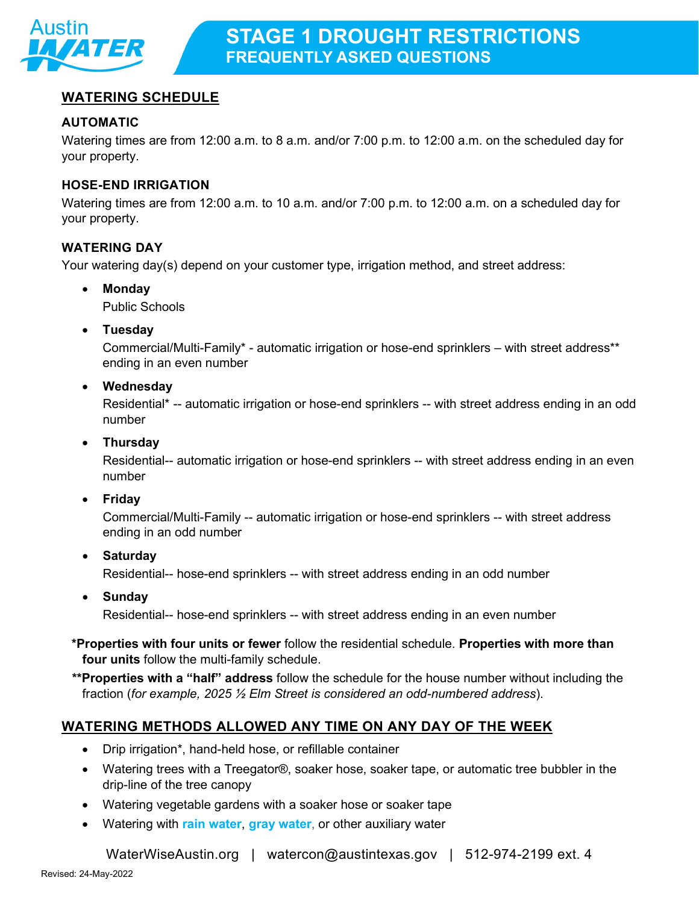# STAGE 1 DROUGHT RESTRICTIONS
## FREQUENTLY ASKED QUESTIONS

## WATERING SCHEDULE

### AUTOMATIC

Watering times are from 12:00 a.m. to 8 a.m. and/or 7:00 p.m. to 12:00 a.m. on the scheduled day for your property.

### HOSE-END IRRIGATION

Watering times are from 12:00 a.m. to 10 a.m. and/or 7:00 p.m. to 12:00 a.m. on a scheduled day for your property.

### WATERING DAY

Your watering day(s) depend on your customer type, irrigation method, and street address:

- **Monday**
  Public Schools
- **Tuesday**
  Commercial/Multi-Family* - automatic irrigation or hose-end sprinklers – with street address** ending in an even number
- **Wednesday**
  Residential* -- automatic irrigation or hose-end sprinklers -- with street address ending in an odd number
- **Thursday**
  Residential-- automatic irrigation or hose-end sprinklers -- with street address ending in an even number
- **Friday**
  Commercial/Multi-Family -- automatic irrigation or hose-end sprinklers -- with street address ending in an odd number
- **Saturday**
  Residential-- hose-end sprinklers -- with street address ending in an odd number
- **Sunday**
  Residential-- hose-end sprinklers -- with street address ending in an even number

***Properties with four units or fewer** follow the residential schedule. **Properties with more than four units** follow the multi-family schedule.

****Properties with a "half" address** follow the schedule for the house number without including the fraction (*for example, 2025 ½ Elm Street is considered an odd-numbered address*).

## WATERING METHODS ALLOWED ANY TIME ON ANY DAY OF THE WEEK

- Drip irrigation*, hand-held hose, or refillable container
- Watering trees with a Treegator®, soaker hose, soaker tape, or automatic tree bubbler in the drip-line of the tree canopy
- Watering vegetable gardens with a soaker hose or soaker tape
- Watering with rain water, gray water, or other auxiliary water

WaterWiseAustin.org | watercon@austintexas.gov | 512-974-2199 ext. 4

Revised: 24-May-2022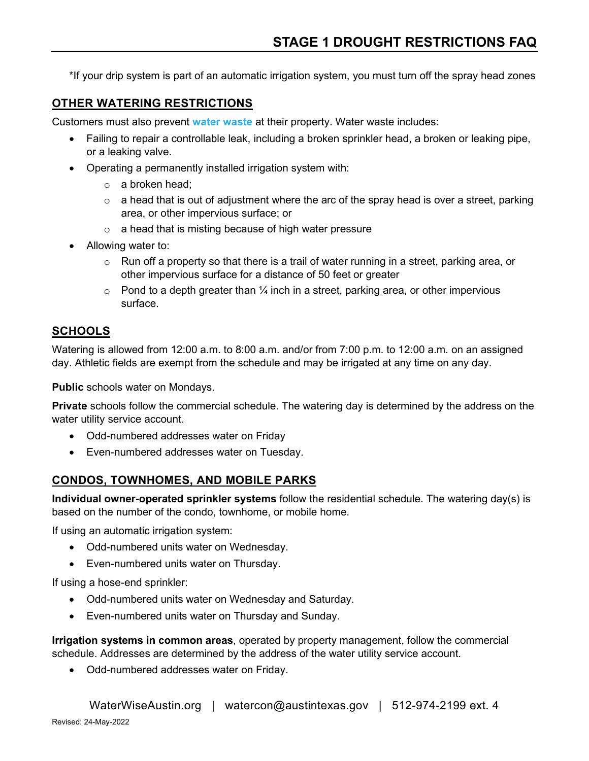*If your drip system is part of an automatic irrigation system, you must turn off the spray head zones

## OTHER WATERING RESTRICTIONS

Customers must also prevent water waste at their property. Water waste includes:

- Failing to repair a controllable leak, including a broken sprinkler head, a broken or leaking pipe, or a leaking valve.
- Operating a permanently installed irrigation system with:
  - a broken head;
  - a head that is out of adjustment where the arc of the spray head is over a street, parking area, or other impervious surface; or
  - a head that is misting because of high water pressure
- Allowing water to:
  - Run off a property so that there is a trail of water running in a street, parking area, or other impervious surface for a distance of 50 feet or greater
  - Pond to a depth greater than ¼ inch in a street, parking area, or other impervious surface.

## SCHOOLS

Watering is allowed from 12:00 a.m. to 8:00 a.m. and/or from 7:00 p.m. to 12:00 a.m. on an assigned day. Athletic fields are exempt from the schedule and may be irrigated at any time on any day.

**Public** schools water on Mondays.

**Private** schools follow the commercial schedule. The watering day is determined by the address on the water utility service account.

- Odd-numbered addresses water on Friday
- Even-numbered addresses water on Tuesday.

## CONDOS, TOWNHOMES, AND MOBILE PARKS

**Individual owner-operated sprinkler systems** follow the residential schedule. The watering day(s) is based on the number of the condo, townhome, or mobile home.

If using an automatic irrigation system:

- Odd-numbered units water on Wednesday.
- Even-numbered units water on Thursday.

If using a hose-end sprinkler:

- Odd-numbered units water on Wednesday and Saturday.
- Even-numbered units water on Thursday and Sunday.

**Irrigation systems in common areas**, operated by property management, follow the commercial schedule. Addresses are determined by the address of the water utility service account.

- Odd-numbered addresses water on Friday.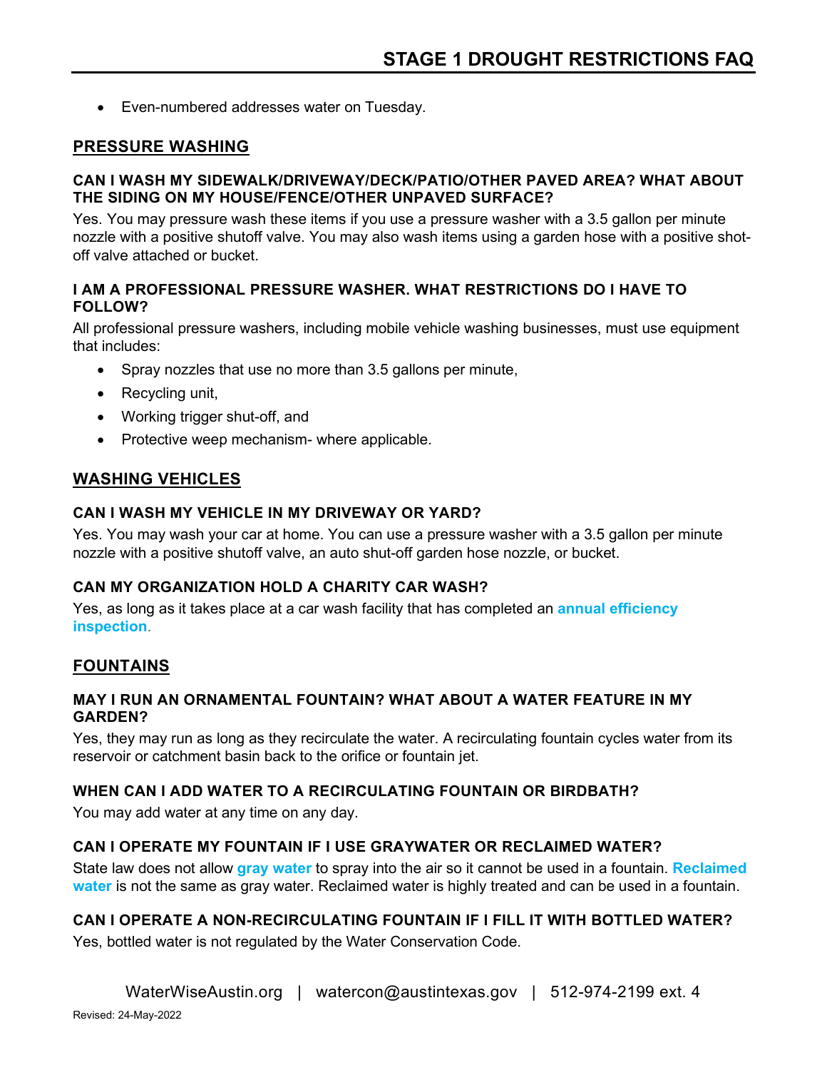- Even-numbered addresses water on Tuesday.

## PRESSURE WASHING

### CAN I WASH MY SIDEWALK/DRIVEWAY/DECK/PATIO/OTHER PAVED AREA? WHAT ABOUT THE SIDING ON MY HOUSE/FENCE/OTHER UNPAVED SURFACE?

Yes. You may pressure wash these items if you use a pressure washer with a 3.5 gallon per minute nozzle with a positive shutoff valve. You may also wash items using a garden hose with a positive shot-off valve attached or bucket.

### I AM A PROFESSIONAL PRESSURE WASHER. WHAT RESTRICTIONS DO I HAVE TO FOLLOW?

All professional pressure washers, including mobile vehicle washing businesses, must use equipment that includes:

- Spray nozzles that use no more than 3.5 gallons per minute,
- Recycling unit,
- Working trigger shut-off, and
- Protective weep mechanism- where applicable.

## WASHING VEHICLES

### CAN I WASH MY VEHICLE IN MY DRIVEWAY OR YARD?

Yes. You may wash your car at home. You can use a pressure washer with a 3.5 gallon per minute nozzle with a positive shutoff valve, an auto shut-off garden hose nozzle, or bucket.

### CAN MY ORGANIZATION HOLD A CHARITY CAR WASH?

Yes, as long as it takes place at a car wash facility that has completed an **annual efficiency inspection**.

## FOUNTAINS

### MAY I RUN AN ORNAMENTAL FOUNTAIN? WHAT ABOUT A WATER FEATURE IN MY GARDEN?

Yes, they may run as long as they recirculate the water. A recirculating fountain cycles water from its reservoir or catchment basin back to the orifice or fountain jet.

### WHEN CAN I ADD WATER TO A RECIRCULATING FOUNTAIN OR BIRDBATH?

You may add water at any time on any day.

### CAN I OPERATE MY FOUNTAIN IF I USE GRAYWATER OR RECLAIMED WATER?

State law does not allow **gray water** to spray into the air so it cannot be used in a fountain. **Reclaimed water** is not the same as gray water. Reclaimed water is highly treated and can be used in a fountain.

### CAN I OPERATE A NON-RECIRCULATING FOUNTAIN IF I FILL IT WITH BOTTLED WATER?

Yes, bottled water is not regulated by the Water Conservation Code.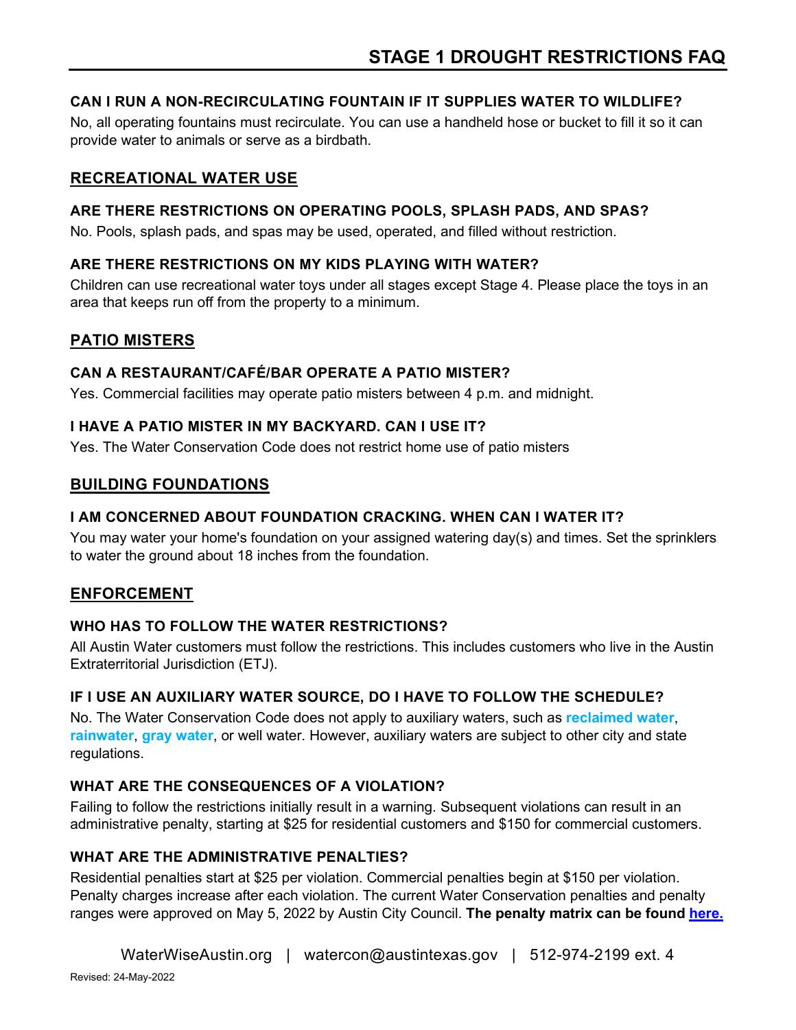### CAN I RUN A NON-RECIRCULATING FOUNTAIN IF IT SUPPLIES WATER TO WILDLIFE?

No, all operating fountains must recirculate. You can use a handheld hose or bucket to fill it so it can provide water to animals or serve as a birdbath.

## RECREATIONAL WATER USE

### ARE THERE RESTRICTIONS ON OPERATING POOLS, SPLASH PADS, AND SPAS?

No. Pools, splash pads, and spas may be used, operated, and filled without restriction.

### ARE THERE RESTRICTIONS ON MY KIDS PLAYING WITH WATER?

Children can use recreational water toys under all stages except Stage 4. Please place the toys in an area that keeps run off from the property to a minimum.

## PATIO MISTERS

### CAN A RESTAURANT/CAFÉ/BAR OPERATE A PATIO MISTER?

Yes. Commercial facilities may operate patio misters between 4 p.m. and midnight.

### I HAVE A PATIO MISTER IN MY BACKYARD. CAN I USE IT?

Yes. The Water Conservation Code does not restrict home use of patio misters

## BUILDING FOUNDATIONS

### I AM CONCERNED ABOUT FOUNDATION CRACKING. WHEN CAN I WATER IT?

You may water your home's foundation on your assigned watering day(s) and times. Set the sprinklers to water the ground about 18 inches from the foundation.

## ENFORCEMENT

### WHO HAS TO FOLLOW THE WATER RESTRICTIONS?

All Austin Water customers must follow the restrictions. This includes customers who live in the Austin Extraterritorial Jurisdiction (ETJ).

### IF I USE AN AUXILIARY WATER SOURCE, DO I HAVE TO FOLLOW THE SCHEDULE?

No. The Water Conservation Code does not apply to auxiliary waters, such as **reclaimed water**, **rainwater**, **gray water**, or well water. However, auxiliary waters are subject to other city and state regulations.

### WHAT ARE THE CONSEQUENCES OF A VIOLATION?

Failing to follow the restrictions initially result in a warning. Subsequent violations can result in an administrative penalty, starting at $25 for residential customers and $150 for commercial customers.

### WHAT ARE THE ADMINISTRATIVE PENALTIES?

Residential penalties start at $25 per violation. Commercial penalties begin at $150 per violation. Penalty charges increase after each violation. The current Water Conservation penalties and penalty ranges were approved on May 5, 2022 by Austin City Council. **The penalty matrix can be found here.**

WaterWiseAustin.org | watercon@austintexas.gov | 512-974-2199 ext. 4

Revised: 24-May-2022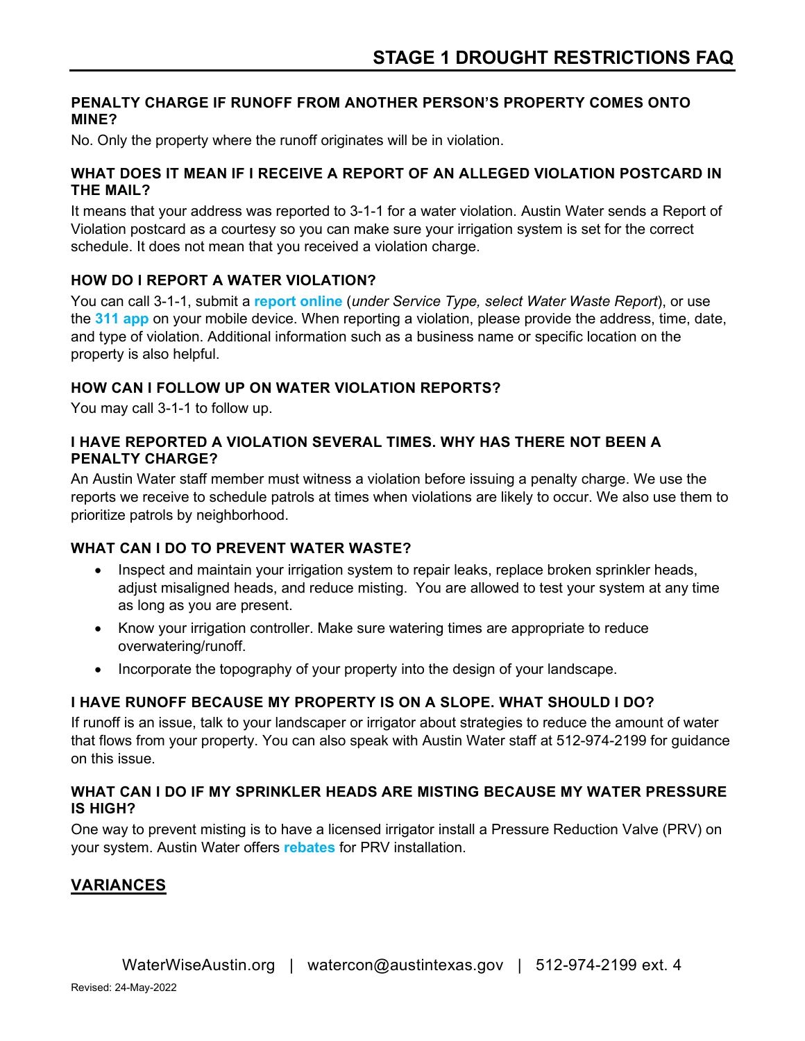### PENALTY CHARGE IF RUNOFF FROM ANOTHER PERSON'S PROPERTY COMES ONTO MINE?

No. Only the property where the runoff originates will be in violation.

### WHAT DOES IT MEAN IF I RECEIVE A REPORT OF AN ALLEGED VIOLATION POSTCARD IN THE MAIL?

It means that your address was reported to 3-1-1 for a water violation. Austin Water sends a Report of Violation postcard as a courtesy so you can make sure your irrigation system is set for the correct schedule. It does not mean that you received a violation charge.

### HOW DO I REPORT A WATER VIOLATION?

You can call 3-1-1, submit a **report online** (*under Service Type, select Water Waste Report*), or use the **311 app** on your mobile device. When reporting a violation, please provide the address, time, date, and type of violation. Additional information such as a business name or specific location on the property is also helpful.

### HOW CAN I FOLLOW UP ON WATER VIOLATION REPORTS?

You may call 3-1-1 to follow up.

### I HAVE REPORTED A VIOLATION SEVERAL TIMES. WHY HAS THERE NOT BEEN A PENALTY CHARGE?

An Austin Water staff member must witness a violation before issuing a penalty charge. We use the reports we receive to schedule patrols at times when violations are likely to occur. We also use them to prioritize patrols by neighborhood.

### WHAT CAN I DO TO PREVENT WATER WASTE?

- Inspect and maintain your irrigation system to repair leaks, replace broken sprinkler heads, adjust misaligned heads, and reduce misting. You are allowed to test your system at any time as long as you are present.
- Know your irrigation controller. Make sure watering times are appropriate to reduce overwatering/runoff.
- Incorporate the topography of your property into the design of your landscape.

### I HAVE RUNOFF BECAUSE MY PROPERTY IS ON A SLOPE. WHAT SHOULD I DO?

If runoff is an issue, talk to your landscaper or irrigator about strategies to reduce the amount of water that flows from your property. You can also speak with Austin Water staff at 512-974-2199 for guidance on this issue.

### WHAT CAN I DO IF MY SPRINKLER HEADS ARE MISTING BECAUSE MY WATER PRESSURE IS HIGH?

One way to prevent misting is to have a licensed irrigator install a Pressure Reduction Valve (PRV) on your system. Austin Water offers **rebates** for PRV installation.

## VARIANCES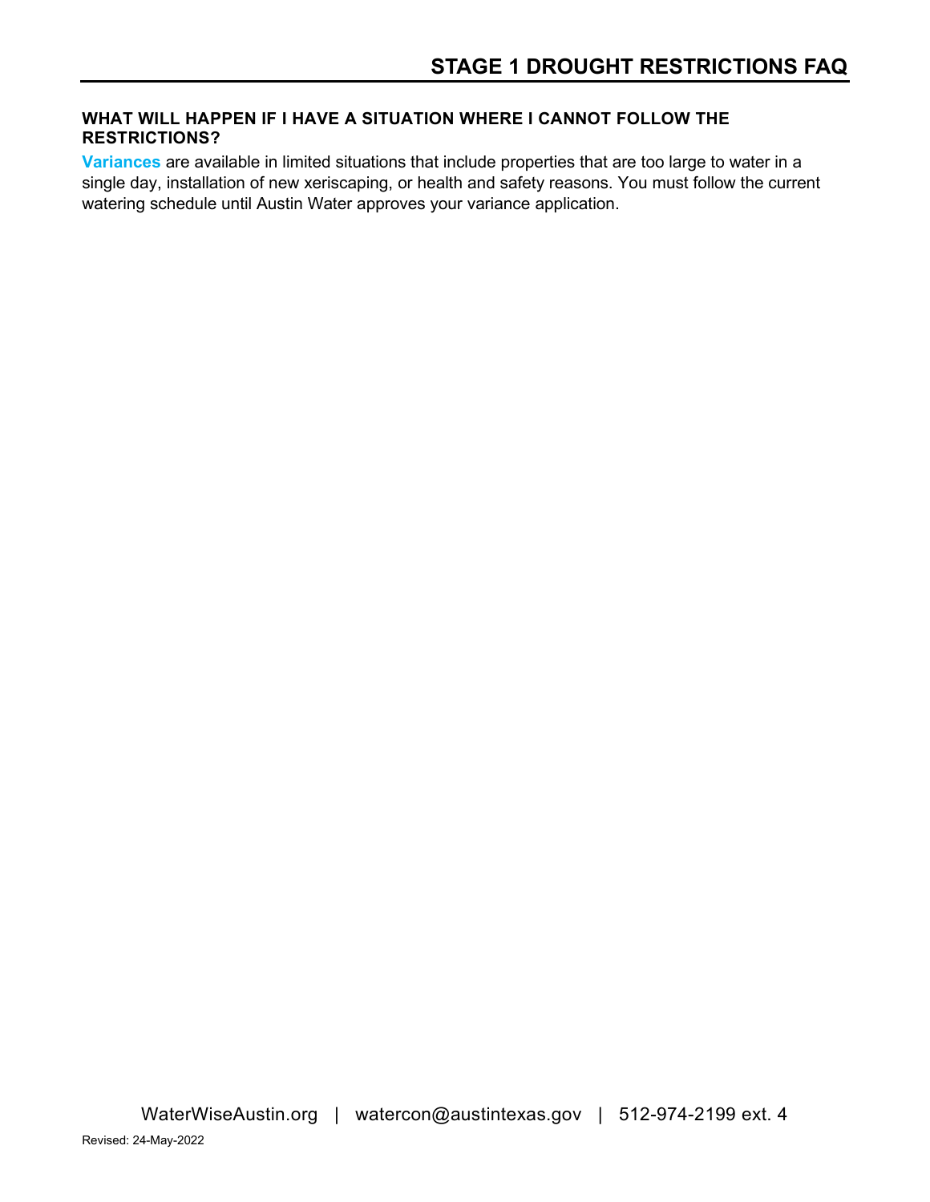### WHAT WILL HAPPEN IF I HAVE A SITUATION WHERE I CANNOT FOLLOW THE RESTRICTIONS?

**Variances** are available in limited situations that include properties that are too large to water in a single day, installation of new xeriscaping, or health and safety reasons. You must follow the current watering schedule until Austin Water approves your variance application.